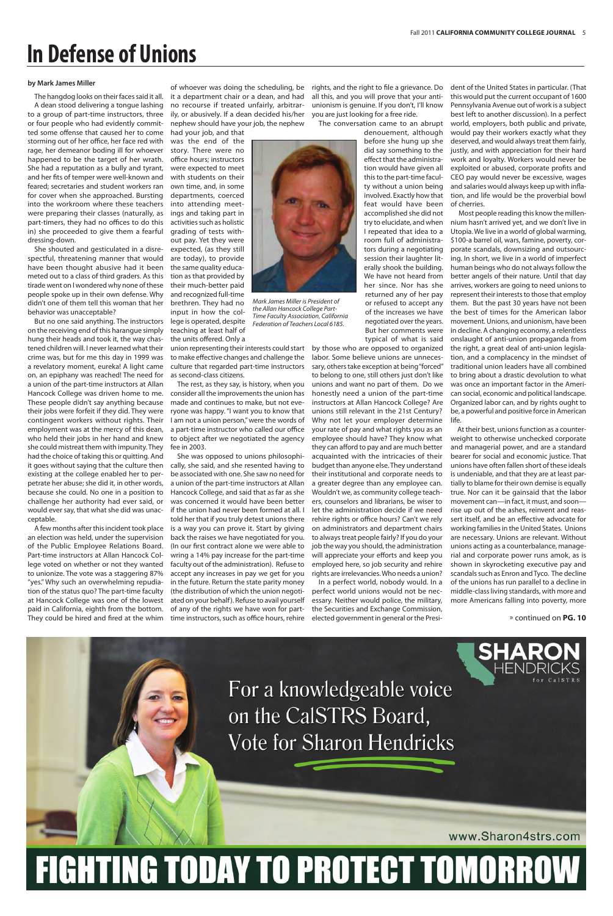# In Defense of Unions

**by Mark James Miller**

The hangdog looks on their faces said it all. A dean stood delivering a tongue lashing to a group of part-time instructors, three or four people who had evidently committed some offense that caused her to come storming out of her office, her face red with rage, her demeanor boding ill for whoever happened to be the target of her wrath. She had a reputation as a bully and tyrant, and her fits of temper were well-known and feared; secretaries and student workers ran for cover when she approached. Bursting into the workroom where these teachers were preparing their classes (naturally, as part-timers, they had no offices to do this in) she proceeded to give them a fearful dressing-down.

She shouted and gesticulated in a disrespectful, threatening manner that would have been thought abusive had it been meted out to a class of third graders. As this tirade went on I wondered why none of these people spoke up in their own defense. Why didn't one of them tell this woman that her behavior was unacceptable?

But no one said anything. The instructors on the receiving end of this harangue simply hung their heads and took it, the way chastened children will. I never learned what their crime was, but for me this day in 1999 was a revelatory moment, eureka! A light came on, an epiphany was reached! The need for a union of the part-time instructors at Allan Hancock College was driven home to me. These people didn't say anything because their jobs were forfeit if they did. They were contingent workers without rights. Their employment was at the mercy of this dean, who held their jobs in her hand and knew she could mistreat them with impunity. They had the choice of taking this or quitting. And it goes without saying that the culture then existing at the college enabled her to perpetrate her abuse; she did it, in other words, because she could. No one in a position to challenge her authority had ever said, or would ever say, that what she did was unacceptable.

A few months after this incident took place an election was held, under the supervision of the Public Employee Relations Board. Part-time instructors at Allan Hancock College voted on whether or not they wanted to unionize. The vote was a staggering 87% "yes." Why such an overwhelming repudiation of the status quo? The part-time faculty at Hancock College was one of the lowest paid in California, eighth from the bottom. They could be hired and fired at the whim of whoever was doing the scheduling, be it a department chair or a dean, and had no recourse if treated unfairly, arbitrarily, or abusively. If a dean decided his/her nephew should have your job, the nephew had your job, and that was the end of the story. There were no office hours; instructors were expected to meet with students on their own time, and, in some departments, coerced into attending meetings and taking part in activities such as holistic grading of tests without pay. Yet they were expected, (as they still are today), to provide the same quality education as that provided by their much-better paid and recognized full-time brethren. They had no input in how the college is operated, despite teaching at least half of the units offered. Only a union representing their interests could start to make effective changes and challenge the culture that regarded part-time instructors as second-class citizens.

*Mark James Miller is President of the Allan Hancock College Part-Time Faculty Association, California Federation of Teachers Local 6185.*

The rest, as they say, is history, when you consider all the improvements the union has made and continues to make, but not everyone was happy. "I want you to know that I am not a union person," were the words of a part-time instructor who called our office to object after we negotiated the agency fee in 2003.

She was opposed to unions philosophically, she said, and she resented having to be associated with one. She saw no need for a union of the part-time instructors at Allan Hancock College, and said that as far as she was concerned it would have been better if the union had never been formed at all. I told her that if you truly detest unions there is a way you can prove it. Start by giving back the raises we have negotiated for you. (In our first contract alone we were able to wring a 14% pay increase for the part-time faculty out of the administration). Refuse to accept any increases in pay we get for you in the future. Return the state parity money (the distribution of which the union negotiated on your behalf). Refuse to avail yourself of any of the rights we have won for part-time instructors, such as office hours, rehire rights, and the right to file a grievance. Do all this, and you will prove that your anti-unionism is genuine. If you don't, I'll know you are just looking for a free ride.

The conversation came to an abrupt denouement, although before she hung up she did say something to the effect that the administration would have given all this to the part-time faculty without a union being involved. Exactly how that feat would have been accomplished she did not try to elucidate, and when I repeated that idea to a room full of administrators during a negotiating session their laughter literally shook the building. We have not heard from her since. Nor has she returned any of her pay or refused to accept any of the increases we have negotiated over the years. But her comments were typical of what is said by those who are opposed to organized labor. Some believe unions are unnecessary, others take exception at being "forced" to belong to one, still others just don't like unions and want no part of them. Do we honestly need a union of the part-time instructors at Allan Hancock College? Are unions still relevant in the 21st Century? Why not let your employer determine your rate of pay and what rights you as an employee should have? They know what they can afford to pay and are much better acquainted with the intricacies of their budget than anyone else. They understand their institutional and corporate needs to a greater degree than any employee can. Wouldn't we, as community college teachers, counselors and librarians, be wiser to let the administration decide if we need rehire rights or office hours? Can't we rely on administrators and department chairs to always treat people fairly? If you do your job the way you should, the administration will appreciate your efforts and keep you employed here, so job security and rehire rights are irrelevancies. Who needs a union?

In a perfect world, nobody would. In a perfect world unions would not be necessary. Neither would police, the military, the Securities and Exchange Commission, elected government in general or the President of the United States in particular. (That this would put the current occupant of 1600 Pennsylvania Avenue out of work is a subject best left to another discussion). In a perfect world, employers, both public and private, would pay their workers exactly what they deserved, and would always treat them fairly, justly, and with appreciation for their hard work and loyalty. Workers would never be exploited or abused, corporate profits and CEO pay would never be excessive, wages and salaries would always keep up with inflation, and life would be the proverbial bowl of cherries.

Most people reading this know the millennium hasn't arrived yet, and we don't live in Utopia. We live in a world of global warming, $100-a barrel oil, wars, famine, poverty, corporate scandals, downsizing and outsourcing. In short, we live in a world of imperfect human beings who do not always follow the better angels of their nature. Until that day arrives, workers are going to need unions to represent their interests to those that employ them. But the past 30 years have not been the best of times for the American labor movement. Unions, and unionism, have been in decline. A changing economy, a relentless onslaught of anti-union propaganda from the right, a great deal of anti-union legislation, and a complacency in the mindset of traditional union leaders have all combined to bring about a drastic devolution to what was once an important factor in the American social, economic and political landscape. Organized labor can, and by rights ought to be, a powerful and positive force in American life.

At their best, unions function as a counterweight to otherwise unchecked corporate and managerial power, and are a standard bearer for social and economic justice. That unions have often fallen short of these ideals is undeniable, and that they are at least partially to blame for their own demise is equally true. Nor can it be gainsaid that the labor movement can—in fact, it must, and soon—rise up out of the ashes, reinvent and reassert itself, and be an effective advocate for working families in the United States. Unions are necessary. Unions are relevant. Without unions acting as a counterbalance, managerial and corporate power runs amok, as is shown in skyrocketing executive pay and scandals such as Enron and Tyco. The decline of the unions has run parallel to a decline in middle-class living standards, with more and more Americans falling into poverty, more

» continued on **PG. 10**

**SHARON HENDRICKS** for CalSTRS

For a knowledgeable voice on the CalSTRS Board, Vote for Sharon Hendricks

www.Sharon4strs.com

**FIGHTING TODAY TO PROTECT TOMORROW**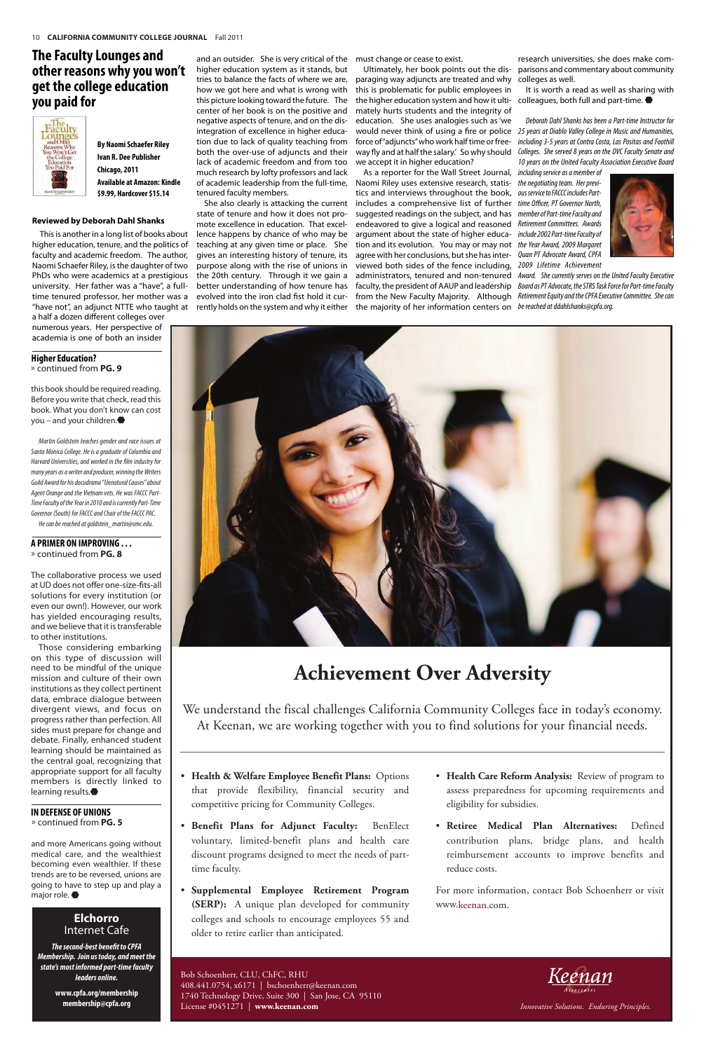# The Faculty Lounges and other reasons why you won't get the college education you paid for

**By Naomi Schaefer Riley**
**Ivan R. Dee Publisher**
**Chicago, 2011**
**Available at Amazon: Kindle $9.99, Hardcover $15.14**

**Reviewed by Deborah Dahl Shanks**

This is another in a long list of books about higher education, tenure, and the politics of faculty and academic freedom. The author, Naomi Schaefer Riley, is the daughter of two PhDs who were academics at a prestigious university. Her father was a "have", a full-time tenured professor, her mother was a "have not", an adjunct NTTE who taught at a half a dozen different colleges over numerous years. Her perspective of academia is one of both an insider and an outsider. She is very critical of the higher education system as it stands, but tries to balance the facts of where we are, how we got here and what is wrong with this picture looking toward the future. The center of her book is on the positive and negative aspects of tenure, and on the disintegration of excellence in higher education due to lack of quality teaching from both the over-use of adjuncts and their lack of academic freedom and from too much research by lofty professors and lack of academic leadership from the full-time, tenured faculty members.

She also clearly is attacking the current state of tenure and how it does not promote excellence in education. That excellence happens by chance of who may be teaching at any given time or place. She gives an interesting history of tenure, its purpose along with the rise of unions in the 20th century. Through it we gain a better understanding of how tenure has evolved into the iron clad fist hold it currently holds on the system and why it either must change or cease to exist.

Ultimately, her book points out the disparaging way adjuncts are treated and why this is problematic for public employees in the higher education system and how it ultimately hurts students and the integrity of education. She uses analogies such as 'we would never think of using a fire or police force of "adjuncts" who work half time or freeway fly and at half the salary.' So why should we accept it in higher education?

As a reporter for the Wall Street Journal, Naomi Riley uses extensive research, statistics and interviews throughout the book, includes a comprehensive list of further suggested readings on the subject, and has endeavored to give a logical and reasoned argument about the state of higher education and its evolution. You may or may not agree with her conclusions, but she has interviewed both sides of the fence including, administrators, tenured and non-tenured faculty, the president of AAUP and leadership from the New Faculty Majority. Although the majority of her information centers on research universities, she does make comparisons and commentary about community colleges as well.

It is worth a read as well as sharing with colleagues, both full and part-time.

*Deborah Dahl Shanks has been a Part-time Instructor for 25 years at Diablo Valley College in Music and Humanities, including 3-5 years at Contra Costa, Las Positas and Foothill Colleges. She served 8 years on the DVC Faculty Senate and 10 years on the United Faculty Association Executive Board including service as a member of the negotiating team. Her previous service to FACCC includes Part-time Officer, PT Governor North, member of Part-time Faculty and Retirement Committees. Awards include 2002 Part-time Faculty of the Year Award, 2009 Margaret Quan PT Advocate Award, CPFA 2009 Lifetime Achievement Award. She currently serves on the United Faculty Executive Board as PT Advocate, the STRS Task Force for Part-time Faculty Retirement Equity and the CPFA Executive Committee. She can be reached at ddahlshanks@cpfa.org.*

## Higher Education?
» continued from **PG. 9**

this book should be required reading. Before you write that check, read this book. What you don't know can cost you – and your children.

*Martin Goldstein teaches gender and race issues at Santa Monica College. He is a graduate of Columbia and Harvard Universities, and worked in the film industry for many years as a writer and producer, winning the Writers Guild Award for his docudrama "Unnatural Causes" about Agent Orange and the Vietnam vets. He was FACCC Part-Time Faculty of the Year in 2010 and is currently Part-Time Governor (South) for FACCC and Chair of the FACCC PAC. He can be reached at goldstein_martin@smc.edu.*

## A PRIMER ON IMPROVING . . .
» continued from **PG. 8**

The collaborative process we used at UD does not offer one-size-fits-all solutions for every institution (or even our own!). However, our work has yielded encouraging results, and we believe that it is transferable to other institutions.

Those considering embarking on this type of discussion will need to be mindful of the unique mission and culture of their own institutions as they collect pertinent data, embrace dialogue between divergent views, and focus on progress rather than perfection. All sides must prepare for change and debate. Finally, enhanced student learning should be maintained as the central goal, recognizing that appropriate support for all faculty members is directly linked to learning results.

## IN DEFENSE OF UNIONS
» continued from **PG. 5**

and more Americans going without medical care, and the wealthiest becoming even wealthier. If these trends are to be reversed, unions are going to have to step up and play a major role.

## Elchorro Internet Cafe

***The second-best benefit to CPFA Membership. Join us today, and meet the state's most informed part-time faculty leaders online.***

**www.cpfa.org/membership**
**membership@cpfa.org**

# Achievement Over Adversity

We understand the fiscal challenges California Community Colleges face in today's economy. At Keenan, we are working together with you to find solutions for your financial needs.

- **Health & Welfare Employee Benefit Plans:** Options that provide flexibility, financial security and competitive pricing for Community Colleges.
- **Benefit Plans for Adjunct Faculty:** BenElect voluntary, limited-benefit plans and health care discount programs designed to meet the needs of part-time faculty.
- **Supplemental Employee Retirement Program (SERP):** A unique plan developed for community colleges and schools to encourage employees 55 and older to retire earlier than anticipated.
- **Health Care Reform Analysis:** Review of program to assess preparedness for upcoming requirements and eligibility for subsidies.
- **Retiree Medical Plan Alternatives:** Defined contribution plans, bridge plans, and health reimbursement accounts to improve benefits and reduce costs.

For more information, contact Bob Schoenherr or visit www.keenan.com.

Bob Schoenherr, CLU, ChFC, RHU
408.441.0754, x6171 | bschoenherr@keenan.com
1740 Technology Drive, Suite 300 | San Jose, CA 95110
License #0451271 | **www.keenan.com**

Keenan Associates
*Innovative Solutions. Enduring Principles.*